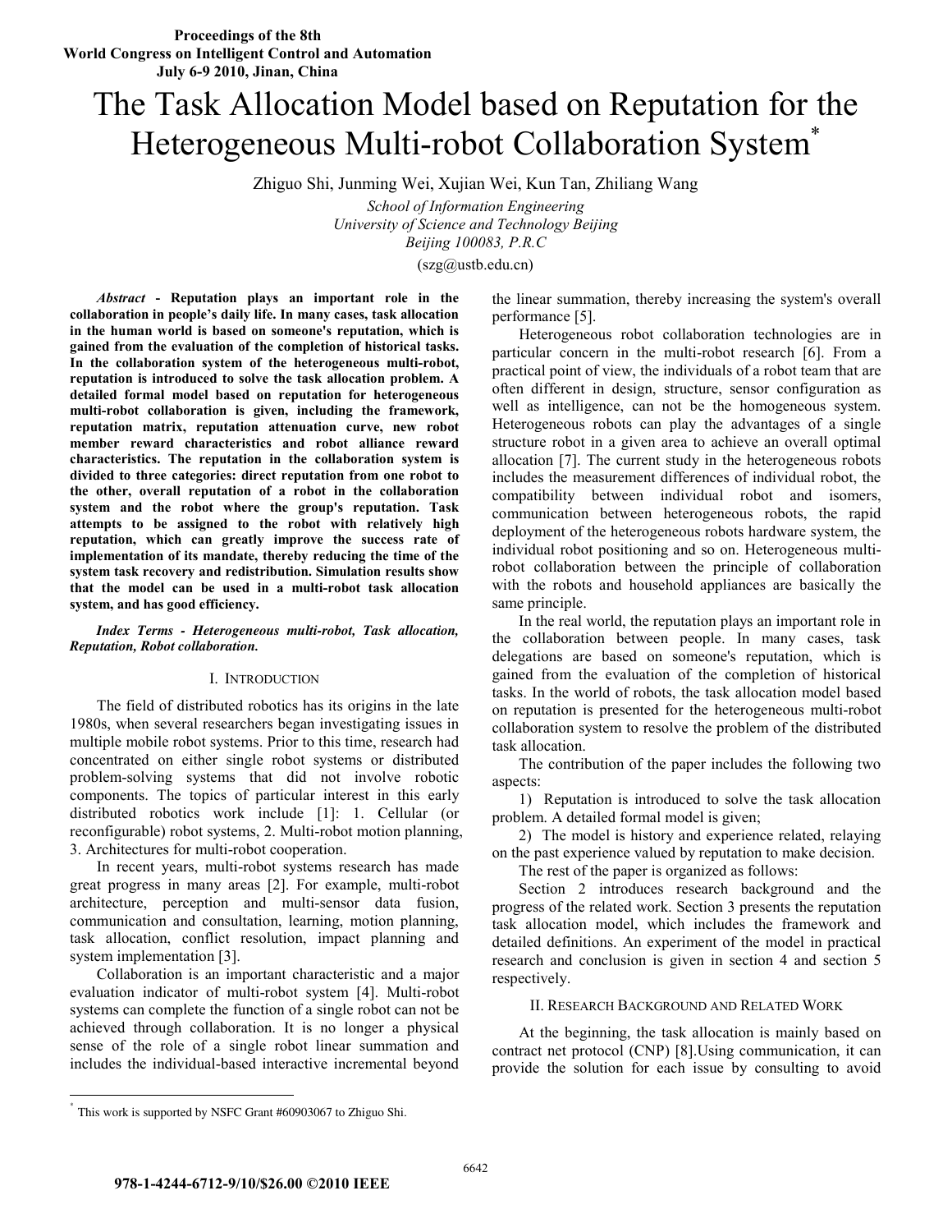Proceedings of the 8th
World Congress on Intelligent Control and Automation
July 6-9 2010, Jinan, China

# The Task Allocation Model based on Reputation for the Heterogeneous Multi-robot Collaboration System*

Zhiguo Shi, Junming Wei, Xujian Wei, Kun Tan, Zhiliang Wang

*School of Information Engineering*
*University of Science and Technology Beijing*
*Beijing 100083, P.R.C*

(szg@ustb.edu.cn)

***Abstract* - Reputation plays an important role in the collaboration in people's daily life. In many cases, task allocation in the human world is based on someone's reputation, which is gained from the evaluation of the completion of historical tasks. In the collaboration system of the heterogeneous multi-robot, reputation is introduced to solve the task allocation problem. A detailed formal model based on reputation for heterogeneous multi-robot collaboration is given, including the framework, reputation matrix, reputation attenuation curve, new robot member reward characteristics and robot alliance reward characteristics. The reputation in the collaboration system is divided to three categories: direct reputation from one robot to the other, overall reputation of a robot in the collaboration system and the robot where the group's reputation. Task attempts to be assigned to the robot with relatively high reputation, which can greatly improve the success rate of implementation of its mandate, thereby reducing the time of the system task recovery and redistribution. Simulation results show that the model can be used in a multi-robot task allocation system, and has good efficiency.**

***Index Terms* - Heterogeneous multi-robot, Task allocation, Reputation, Robot collaboration.**

## I. Introduction

The field of distributed robotics has its origins in the late 1980s, when several researchers began investigating issues in multiple mobile robot systems. Prior to this time, research had concentrated on either single robot systems or distributed problem-solving systems that did not involve robotic components. The topics of particular interest in this early distributed robotics work include [1]: 1. Cellular (or reconfigurable) robot systems, 2. Multi-robot motion planning, 3. Architectures for multi-robot cooperation.

In recent years, multi-robot systems research has made great progress in many areas [2]. For example, multi-robot architecture, perception and multi-sensor data fusion, communication and consultation, learning, motion planning, task allocation, conflict resolution, impact planning and system implementation [3].

Collaboration is an important characteristic and a major evaluation indicator of multi-robot system [4]. Multi-robot systems can complete the function of a single robot can not be achieved through collaboration. It is no longer a physical sense of the role of a single robot linear summation and includes the individual-based interactive incremental beyond the linear summation, thereby increasing the system's overall performance [5].

Heterogeneous robot collaboration technologies are in particular concern in the multi-robot research [6]. From a practical point of view, the individuals of a robot team that are often different in design, structure, sensor configuration as well as intelligence, can not be the homogeneous system. Heterogeneous robots can play the advantages of a single structure robot in a given area to achieve an overall optimal allocation [7]. The current study in the heterogeneous robots includes the measurement differences of individual robot, the compatibility between individual robot and isomers, communication between heterogeneous robots, the rapid deployment of the heterogeneous robots hardware system, the individual robot positioning and so on. Heterogeneous multi-robot collaboration between the principle of collaboration with the robots and household appliances are basically the same principle.

In the real world, the reputation plays an important role in the collaboration between people. In many cases, task delegations are based on someone's reputation, which is gained from the evaluation of the completion of historical tasks. In the world of robots, the task allocation model based on reputation is presented for the heterogeneous multi-robot collaboration system to resolve the problem of the distributed task allocation.

The contribution of the paper includes the following two aspects:

1) Reputation is introduced to solve the task allocation problem. A detailed formal model is given;

2) The model is history and experience related, relaying on the past experience valued by reputation to make decision.

The rest of the paper is organized as follows:

Section 2 introduces research background and the progress of the related work. Section 3 presents the reputation task allocation model, which includes the framework and detailed definitions. An experiment of the model in practical research and conclusion is given in section 4 and section 5 respectively.

## II. Research Background and Related Work

At the beginning, the task allocation is mainly based on contract net protocol (CNP) [8].Using communication, it can provide the solution for each issue by consulting to avoid

* This work is supported by NSFC Grant #60903067 to Zhiguo Shi.

978-1-4244-6712-9/10/$26.00 ©2010 IEEE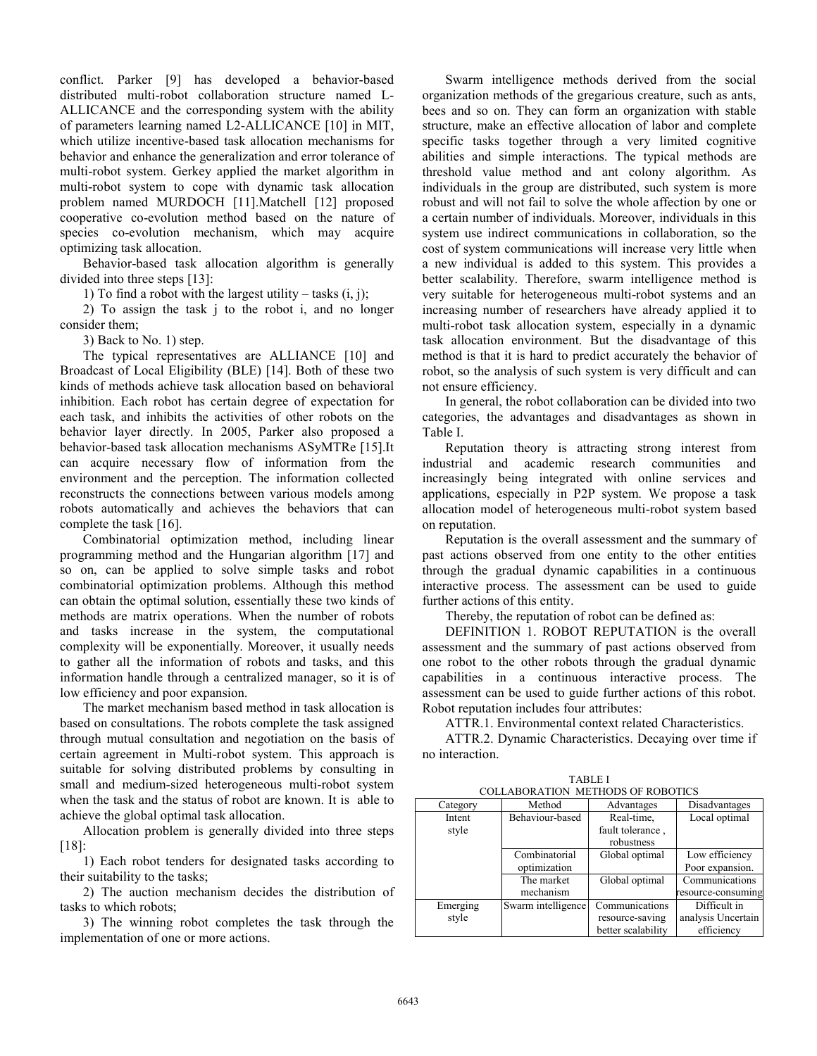conflict. Parker [9] has developed a behavior-based distributed multi-robot collaboration structure named L-ALLICANCE and the corresponding system with the ability of parameters learning named L2-ALLICANCE [10] in MIT, which utilize incentive-based task allocation mechanisms for behavior and enhance the generalization and error tolerance of multi-robot system. Gerkey applied the market algorithm in multi-robot system to cope with dynamic task allocation problem named MURDOCH [11].Matchell [12] proposed cooperative co-evolution method based on the nature of species co-evolution mechanism, which may acquire optimizing task allocation.

Behavior-based task allocation algorithm is generally divided into three steps [13]:

1) To find a robot with the largest utility – tasks (i, j);

2) To assign the task j to the robot i, and no longer consider them;

3) Back to No. 1) step.

The typical representatives are ALLIANCE [10] and Broadcast of Local Eligibility (BLE) [14]. Both of these two kinds of methods achieve task allocation based on behavioral inhibition. Each robot has certain degree of expectation for each task, and inhibits the activities of other robots on the behavior layer directly. In 2005, Parker also proposed a behavior-based task allocation mechanisms ASyMTRe [15].It can acquire necessary flow of information from the environment and the perception. The information collected reconstructs the connections between various models among robots automatically and achieves the behaviors that can complete the task [16].

Combinatorial optimization method, including linear programming method and the Hungarian algorithm [17] and so on, can be applied to solve simple tasks and robot combinatorial optimization problems. Although this method can obtain the optimal solution, essentially these two kinds of methods are matrix operations. When the number of robots and tasks increase in the system, the computational complexity will be exponentially. Moreover, it usually needs to gather all the information of robots and tasks, and this information handle through a centralized manager, so it is of low efficiency and poor expansion.

The market mechanism based method in task allocation is based on consultations. The robots complete the task assigned through mutual consultation and negotiation on the basis of certain agreement in Multi-robot system. This approach is suitable for solving distributed problems by consulting in small and medium-sized heterogeneous multi-robot system when the task and the status of robot are known. It is able to achieve the global optimal task allocation.

Allocation problem is generally divided into three steps [18]:

1) Each robot tenders for designated tasks according to their suitability to the tasks;

2) The auction mechanism decides the distribution of tasks to which robots;

3) The winning robot completes the task through the implementation of one or more actions.

Swarm intelligence methods derived from the social organization methods of the gregarious creature, such as ants, bees and so on. They can form an organization with stable structure, make an effective allocation of labor and complete specific tasks together through a very limited cognitive abilities and simple interactions. The typical methods are threshold value method and ant colony algorithm. As individuals in the group are distributed, such system is more robust and will not fail to solve the whole affection by one or a certain number of individuals. Moreover, individuals in this system use indirect communications in collaboration, so the cost of system communications will increase very little when a new individual is added to this system. This provides a better scalability. Therefore, swarm intelligence method is very suitable for heterogeneous multi-robot systems and an increasing number of researchers have already applied it to multi-robot task allocation system, especially in a dynamic task allocation environment. But the disadvantage of this method is that it is hard to predict accurately the behavior of robot, so the analysis of such system is very difficult and can not ensure efficiency.

In general, the robot collaboration can be divided into two categories, the advantages and disadvantages as shown in Table I.

Reputation theory is attracting strong interest from industrial and academic research communities and increasingly being integrated with online services and applications, especially in P2P system. We propose a task allocation model of heterogeneous multi-robot system based on reputation.

Reputation is the overall assessment and the summary of past actions observed from one entity to the other entities through the gradual dynamic capabilities in a continuous interactive process. The assessment can be used to guide further actions of this entity.

Thereby, the reputation of robot can be defined as:

DEFINITION 1. ROBOT REPUTATION is the overall assessment and the summary of past actions observed from one robot to the other robots through the gradual dynamic capabilities in a continuous interactive process. The assessment can be used to guide further actions of this robot. Robot reputation includes four attributes:

ATTR.1. Environmental context related Characteristics.

ATTR.2. Dynamic Characteristics. Decaying over time if no interaction.

TABLE I
COLLABORATION METHODS OF ROBOTICS

| Category | Method | Advantages | Disadvantages |
|---|---|---|---|
| Intent style | Behaviour-based | Real-time, fault tolerance , robustness | Local optimal |
| | Combinatorial optimization | Global optimal | Low efficiency Poor expansion. |
| | The market mechanism | Global optimal | Communications resource-consuming |
| Emerging style | Swarm intelligence | Communications resource-saving better scalability | Difficult in analysis Uncertain efficiency |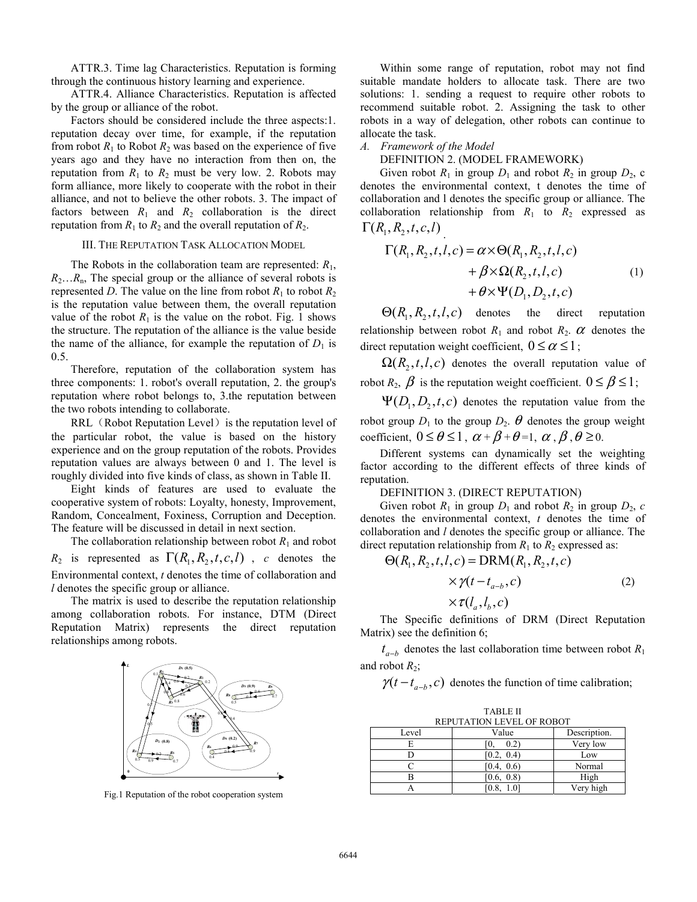ATTR.3. Time lag Characteristics. Reputation is forming through the continuous history learning and experience.

ATTR.4. Alliance Characteristics. Reputation is affected by the group or alliance of the robot.

Factors should be considered include the three aspects:1. reputation decay over time, for example, if the reputation from robot $R_1$ to Robot $R_2$ was based on the experience of five years ago and they have no interaction from then on, the reputation from $R_1$ to $R_2$ must be very low. 2. Robots may form alliance, more likely to cooperate with the robot in their alliance, and not to believe the other robots. 3. The impact of factors between $R_1$ and $R_2$ collaboration is the direct reputation from $R_1$ to $R_2$ and the overall reputation of $R_2$.

## III. THE REPUTATION TASK ALLOCATION MODEL

The Robots in the collaboration team are represented: $R_1$, $R_2$…$R_n$, The special group or the alliance of several robots is represented $D$. The value on the line from robot $R_1$ to robot $R_2$ is the reputation value between them, the overall reputation value of the robot $R_1$ is the value on the robot. Fig. 1 shows the structure. The reputation of the alliance is the value beside the name of the alliance, for example the reputation of $D_1$ is 0.5.

Therefore, reputation of the collaboration system has three components: 1. robot's overall reputation, 2. the group's reputation where robot belongs to, 3.the reputation between the two robots intending to collaborate.

RRL（Robot Reputation Level）is the reputation level of the particular robot, the value is based on the history experience and on the group reputation of the robots. Provides reputation values are always between 0 and 1. The level is roughly divided into five kinds of class, as shown in Table II.

Eight kinds of features are used to evaluate the cooperative system of robots: Loyalty, honesty, Improvement, Random, Concealment, Foxiness, Corruption and Deception. The feature will be discussed in detail in next section.

The collaboration relationship between robot $R_1$ and robot $R_2$ is represented as $\Gamma(R_1, R_2, t, c, l)$ , $c$ denotes the Environmental context, $t$ denotes the time of collaboration and $l$ denotes the specific group or alliance.

The matrix is used to describe the reputation relationship among collaboration robots. For instance, DTM (Direct Reputation Matrix) represents the direct reputation relationships among robots.

Fig.1 Reputation of the robot cooperation system

Within some range of reputation, robot may not find suitable mandate holders to allocate task. There are two solutions: 1. sending a request to require other robots to recommend suitable robot. 2. Assigning the task to other robots in a way of delegation, other robots can continue to allocate the task.

### A. Framework of the Model

DEFINITION 2. (MODEL FRAMEWORK)

Given robot $R_1$ in group $D_1$ and robot $R_2$ in group $D_2$, c denotes the environmental context, t denotes the time of collaboration and l denotes the specific group or alliance. The collaboration relationship from $R_1$ to $R_2$ expressed as $\Gamma(R_1, R_2, t, c, l)$.

$$\begin{aligned}\Gamma(R_1, R_2, t, l, c) = \alpha \times \Theta(R_1, R_2, t, l, c) \\ + \beta \times \Omega(R_2, t, l, c) \\ + \theta \times \Psi(D_1, D_2, t, c)\end{aligned} \tag{1}$$

$\Theta(R_1, R_2, t, l, c)$ denotes the direct reputation relationship between robot $R_1$ and robot $R_2$. $\alpha$ denotes the direct reputation weight coefficient, $0 \le \alpha \le 1$;

$\Omega(R_2, t, l, c)$ denotes the overall reputation value of robot $R_2$, $\beta$ is the reputation weight coefficient. $0 \le \beta \le 1$;

$\Psi(D_1, D_2, t, c)$ denotes the reputation value from the robot group $D_1$ to the group $D_2$. $\theta$ denotes the group weight coefficient, $0 \le \theta \le 1$, $\alpha + \beta + \theta = 1$, $\alpha, \beta, \theta \ge 0$.

Different systems can dynamically set the weighting factor according to the different effects of three kinds of reputation.

DEFINITION 3. (DIRECT REPUTATION)

Given robot $R_1$ in group $D_1$ and robot $R_2$ in group $D_2$, $c$ denotes the environmental context, $t$ denotes the time of collaboration and $l$ denotes the specific group or alliance. The direct reputation relationship from $R_1$ to $R_2$ expressed as:

$$\begin{aligned}\Theta(R_1, R_2, t, l, c) = \mathrm{DRM}(R_1, R_2, t, c) \\ \times \gamma(t - t_{a-b}, c) \\ \times \tau(l_a, l_b, c)\end{aligned} \tag{2}$$

The Specific definitions of DRM (Direct Reputation Matrix) see the definition 6;

$t_{a-b}$ denotes the last collaboration time between robot $R_1$ and robot $R_2$;

$\gamma(t - t_{a-b}, c)$ denotes the function of time calibration;

TABLE II
REPUTATION LEVEL OF ROBOT

| Level | Value | Description. |
|---|---|---|
| E | [0, 0.2) | Very low |
| D | [0.2, 0.4) | Low |
| C | [0.4, 0.6) | Normal |
| B | [0.6, 0.8) | High |
| A | [0.8, 1.0] | Very high |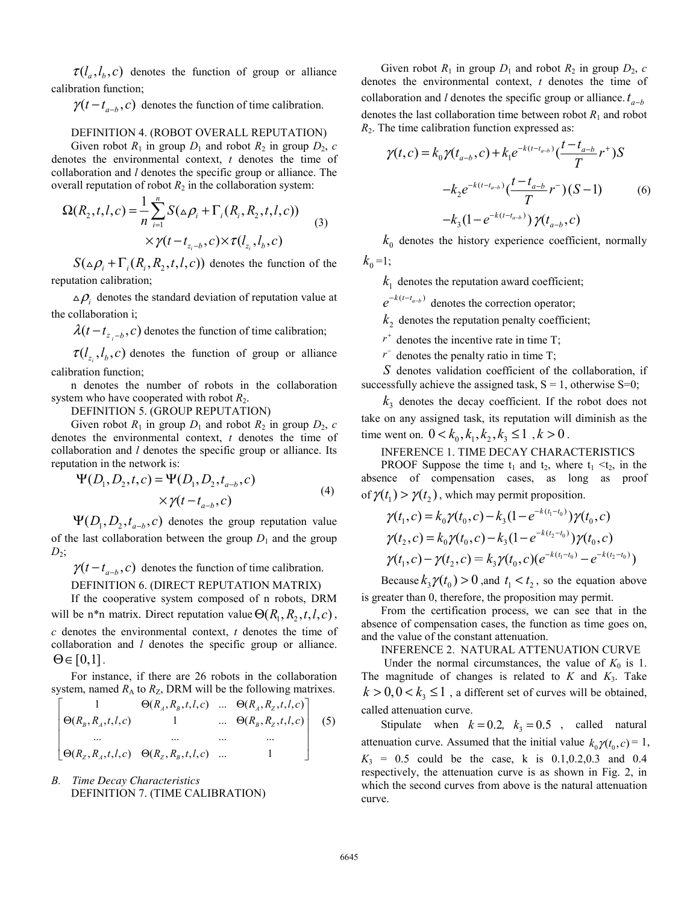$\tau(l_a, l_b, c)$ denotes the function of group or alliance calibration function;

$\gamma(t - t_{a-b}, c)$ denotes the function of time calibration.

DEFINITION 4. (ROBOT OVERALL REPUTATION)

Given robot $R_1$ in group $D_1$ and robot $R_2$ in group $D_2$, $c$ denotes the environmental context, $t$ denotes the time of collaboration and $l$ denotes the specific group or alliance. The overall reputation of robot $R_2$ in the collaboration system:

$$\Omega(R_2, t, l, c) = \frac{1}{n}\sum_{i=1}^{n} S(\triangle\rho_i + \Gamma_i(R_i, R_2, t, l, c)) \times \gamma(t - t_{z_i - b}, c) \times \tau(l_{z_i}, l_b, c) \tag{3}$$

$S(\triangle\rho_i + \Gamma_i(R_i, R_2, t, l, c))$ denotes the function of the reputation calibration;

$\triangle\rho_i$ denotes the standard deviation of reputation value at the collaboration i;

$\lambda(t - t_{z_i - b}, c)$ denotes the function of time calibration;

$\tau(l_{z_i}, l_b, c)$ denotes the function of group or alliance calibration function;

n denotes the number of robots in the collaboration system who have cooperated with robot $R_2$.

DEFINITION 5. (GROUP REPUTATION)

Given robot $R_1$ in group $D_1$ and robot $R_2$ in group $D_2$, $c$ denotes the environmental context, $t$ denotes the time of collaboration and $l$ denotes the specific group or alliance. Its reputation in the network is:

$$\Psi(D_1, D_2, t, c) = \Psi(D_1, D_2, t_{a-b}, c) \times \gamma(t - t_{a-b}, c) \tag{4}$$

$\Psi(D_1, D_2, t_{a-b}, c)$ denotes the group reputation value of the last collaboration between the group $D_1$ and the group $D_2$;

$\gamma(t - t_{a-b}, c)$ denotes the function of time calibration.

DEFINITION 6. (DIRECT REPUTATION MATRIX)

If the cooperative system composed of n robots, DRM will be n*n matrix. Direct reputation value $\Theta(R_1, R_2, t, l, c)$, $c$ denotes the environmental context, $t$ denotes the time of collaboration and $l$ denotes the specific group or alliance. $\Theta \in [0,1]$.

For instance, if there are 26 robots in the collaboration system, named $R_A$ to $R_Z$, DRM will be the following matrixes.

$$\begin{bmatrix} 1 & \Theta(R_A, R_B, t, l, c) & \ldots & \Theta(R_A, R_Z, t, l, c) \\ \Theta(R_B, R_A, t, l, c) & 1 & \ldots & \Theta(R_B, R_Z, t, l, c) \\ \ldots & \ldots & \ldots & \ldots \\ \Theta(R_Z, R_A, t, l, c) & \Theta(R_Z, R_B, t, l, c) & \ldots & 1 \end{bmatrix} \tag{5}$$

### B. Time Decay Characteristics

DEFINITION 7. (TIME CALIBRATION)

Given robot $R_1$ in group $D_1$ and robot $R_2$ in group $D_2$, $c$ denotes the environmental context, $t$ denotes the time of collaboration and $l$ denotes the specific group or alliance. $t_{a-b}$ denotes the last collaboration time between robot $R_1$ and robot $R_2$. The time calibration function expressed as:

$$\begin{aligned}\gamma(t, c) = {} & k_0\gamma(t_{a-b}, c) + k_1 e^{-k(t - t_{a-b})}\left(\frac{t - t_{a-b}}{T} r^+\right) S \\ & - k_2 e^{-k(t - t_{a-b})}\left(\frac{t - t_{a-b}}{T} r^-\right)(S - 1) \\ & - k_3(1 - e^{-k(t - t_{a-b})})\gamma(t_{a-b}, c)\end{aligned} \tag{6}$$

$k_0$ denotes the history experience coefficient, normally $k_0 = 1$;

$k_1$ denotes the reputation award coefficient;

$e^{-k(t - t_{a-b})}$ denotes the correction operator;

$k_2$ denotes the reputation penalty coefficient;

$r^+$ denotes the incentive rate in time T;

$r^-$ denotes the penalty ratio in time T;

$S$ denotes validation coefficient of the collaboration, if successfully achieve the assigned task, S = 1, otherwise S=0;

$k_3$ denotes the decay coefficient. If the robot does not take on any assigned task, its reputation will diminish as the time went on. $0 < k_0, k_1, k_2, k_3 \le 1$ , $k > 0$.

INFERENCE 1. TIME DECAY CHARACTERISTICS

PROOF Suppose the time $t_1$ and $t_2$, where $t_1 < t_2$, in the absence of compensation cases, as long as proof of $\gamma(t_1) > \gamma(t_2)$, which may permit proposition.

$$\gamma(t_1, c) = k_0\gamma(t_0, c) - k_3(1 - e^{-k(t_1 - t_0)})\gamma(t_0, c)$$

$$\gamma(t_2, c) = k_0\gamma(t_0, c) - k_3(1 - e^{-k(t_2 - t_0)})\gamma(t_0, c)$$

$$\gamma(t_1, c) - \gamma(t_2, c) = k_3\gamma(t_0, c)(e^{-k(t_1 - t_0)} - e^{-k(t_2 - t_0)})$$

Because $k_3\gamma(t_0) > 0$ ,and $t_1 < t_2$, so the equation above is greater than 0, therefore, the proposition may permit.

From the certification process, we can see that in the absence of compensation cases, the function as time goes on, and the value of the constant attenuation.

INFERENCE 2. NATURAL ATTENUATION CURVE

Under the normal circumstances, the value of $K_0$ is 1. The magnitude of changes is related to $K$ and $K_3$. Take $k > 0, 0 < k_3 \le 1$ , a different set of curves will be obtained, called attenuation curve.

Stipulate when $k = 0.2,\ k_3 = 0.5$ , called natural attenuation curve. Assumed that the initial value $k_0\gamma(t_0, c) = 1$, $K_3$ = 0.5 could be the case, k is 0.1,0.2,0.3 and 0.4 respectively, the attenuation curve is as shown in Fig. 2, in which the second curves from above is the natural attenuation curve.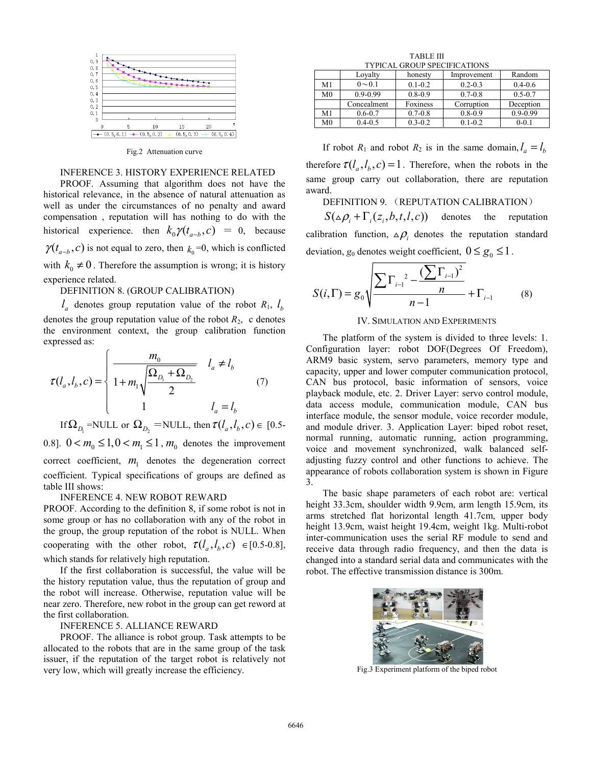Fig.2 Attenuation curve

INFERENCE 3. HISTORY EXPERIENCE RELATED

PROOF. Assuming that algorithm does not have the historical relevance, in the absence of natural attenuation as well as under the circumstances of no penalty and award compensation , reputation will has nothing to do with the historical experience. then $k_0\gamma(t_{a-b},c)$ = 0, because $\gamma(t_{a-b},c)$ is not equal to zero, then $k_0$=0, which is conflicted with $k_0 \neq 0$. Therefore the assumption is wrong; it is history experience related.

DEFINITION 8. (GROUP CALIBRATION)

$l_a$ denotes group reputation value of the robot $R_1$, $l_b$ denotes the group reputation value of the robot $R_2$, c denotes the environment context, the group calibration function expressed as:

$$\tau(l_a,l_b,c)=\begin{cases}\dfrac{m_0}{1+m_1\sqrt{\dfrac{\Omega_{D_1}+\Omega_{D_2}}{2}}} & l_a \neq l_b \\ 1 & l_a = l_b\end{cases} \qquad (7)$$

If $\Omega_{D_1}$ =NULL or $\Omega_{D_2}$ =NULL, then $\tau(l_a,l_b,c) \in$ [0.5-0.8]. $0<m_0\leq 1, 0<m_1\leq 1$, $m_0$ denotes the improvement correct coefficient, $m_1$ denotes the degeneration correct coefficient. Typical specifications of groups are defined as table III shows:

INFERENCE 4. NEW ROBOT REWARD

PROOF. According to the definition 8, if some robot is not in some group or has no collaboration with any of the robot in the group, the group reputation of the robot is NULL. When cooperating with the other robot, $\tau(l_a,l_b,c)$ $\in$[0.5-0.8], which stands for relatively high reputation.

If the first collaboration is successful, the value will be the history reputation value, thus the reputation of group and the robot will increase. Otherwise, reputation value will be near zero. Therefore, new robot in the group can get reward at the first collaboration.

INFERENCE 5. ALLIANCE REWARD

PROOF. The alliance is robot group. Task attempts to be allocated to the robots that are in the same group of the task issuer, if the reputation of the target robot is relatively not very low, which will greatly increase the efficiency.

TABLE III
TYPICAL GROUP SPECIFICATIONS

| | Loyalty | honesty | Improvement | Random |
|---|---|---|---|---|
| M1 | 0～0.1 | 0.1-0.2 | 0.2-0.3 | 0.4-0.6 |
| M0 | 0.9-0.99 | 0.8-0.9 | 0.7-0.8 | 0.5-0.7 |
| | Concealment | Foxiness | Corruption | Deception |
| M1 | 0.6-0.7 | 0.7-0.8 | 0.8-0.9 | 0.9-0.99 |
| M0 | 0.4-0.5 | 0.3-0.2 | 0.1-0.2 | 0-0.1 |

If robot $R_1$ and robot $R_2$ is in the same domain, $l_a = l_b$ therefore $\tau(l_a,l_b,c)=1$. Therefore, when the robots in the same group carry out collaboration, there are reputation award.

DEFINITION 9. （REPUTATION CALIBRATION）

$S(\vartriangle\rho_i + \Gamma_i(z_i,b,t,l,c))$ denotes the reputation calibration function, $\vartriangle\rho_i$ denotes the reputation standard deviation, $g_0$ denotes weight coefficient, $0 \leq g_0 \leq 1$.

$$S(i,\Gamma)=g_0\sqrt{\frac{\sum\Gamma_{i-1}{}^2-\dfrac{(\sum\Gamma_{i-1})^2}{n}}{n-1}}+\Gamma_{i-1} \qquad (8)$$

## IV. Simulation and Experiments

The platform of the system is divided to three levels: 1. Configuration layer: robot DOF(Degrees Of Freedom), ARM9 basic system, servo parameters, memory type and capacity, upper and lower computer communication protocol, CAN bus protocol, basic information of sensors, voice playback module, etc. 2. Driver Layer: servo control module, data access module, communication module, CAN bus interface module, the sensor module, voice recorder module, and module driver. 3. Application Layer: biped robot reset, normal running, automatic running, action programming, voice and movement synchronized, walk balanced self-adjusting fuzzy control and other functions to achieve. The appearance of robots collaboration system is shown in Figure 3.

The basic shape parameters of each robot are: vertical height 33.3cm, shoulder width 9.9cm, arm length 15.9cm, its arms stretched flat horizontal length 41.7cm, upper body height 13.9cm, waist height 19.4cm, weight 1kg. Multi-robot inter-communication uses the serial RF module to send and receive data through radio frequency, and then the data is changed into a standard serial data and communicates with the robot. The effective transmission distance is 300m.

Fig.3 Experiment platform of the biped robot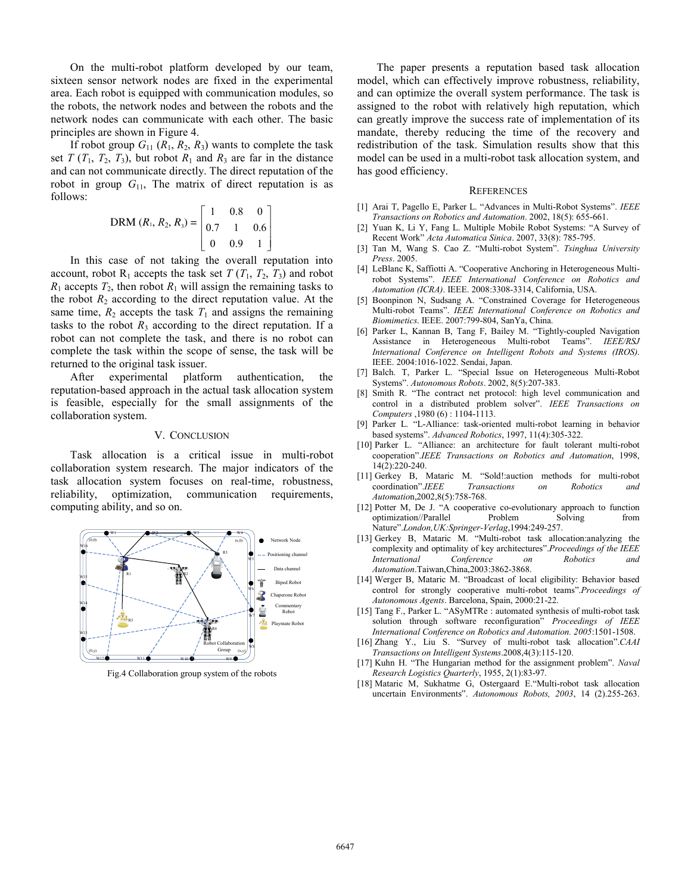On the multi-robot platform developed by our team, sixteen sensor network nodes are fixed in the experimental area. Each robot is equipped with communication modules, so the robots, the network nodes and between the robots and the network nodes can communicate with each other. The basic principles are shown in Figure 4.

If robot group $G_{11}$ ($R_1$, $R_2$, $R_3$) wants to complete the task set $T$ ($T_1$, $T_2$, $T_3$), but robot $R_1$ and $R_3$ are far in the distance and can not communicate directly. The direct reputation of the robot in group $G_{11}$, The matrix of direct reputation is as follows:

$$\text{DRM}\ (R_1, R_2, R_3) = \begin{bmatrix} 1 & 0.8 & 0 \\ 0.7 & 1 & 0.6 \\ 0 & 0.9 & 1 \end{bmatrix}$$

In this case of not taking the overall reputation into account, robot $R_1$ accepts the task set $T$ ($T_1$, $T_2$, $T_3$) and robot $R_1$ accepts $T_2$, then robot $R_1$ will assign the remaining tasks to the robot $R_2$ according to the direct reputation value. At the same time, $R_2$ accepts the task $T_1$ and assigns the remaining tasks to the robot $R_3$ according to the direct reputation. If a robot can not complete the task, and there is no robot can complete the task within the scope of sense, the task will be returned to the original task issuer.

After experimental platform authentication, the reputation-based approach in the actual task allocation system is feasible, especially for the small assignments of the collaboration system.

## V. Conclusion

Task allocation is a critical issue in multi-robot collaboration system research. The major indicators of the task allocation system focuses on real-time, robustness, reliability, optimization, communication requirements, computing ability, and so on.

W1
W2
W3
W4
W16
(0,0)
(x,0)
W5
W15
W6
W14
W7
W13
W8
(0,y)
(x,y)
W12
W11
W10
W9
R1
R2
R3
R4
R5
Robot Collaboration Group
Network Node
Positioning channel
Data channel
Biped Robot
Chaperone Robot
Commentary Robot
Playmate Robot

Fig.4 Collaboration group system of the robots

The paper presents a reputation based task allocation model, which can effectively improve robustness, reliability, and can optimize the overall system performance. The task is assigned to the robot with relatively high reputation, which can greatly improve the success rate of implementation of its mandate, thereby reducing the time of the recovery and redistribution of the task. Simulation results show that this model can be used in a multi-robot task allocation system, and has good efficiency.

## References

[1] Arai T, Pagello E, Parker L. "Advances in Multi-Robot Systems". *IEEE Transactions on Robotics and Automation*. 2002, 18(5): 655-661.

[2] Yuan K, Li Y, Fang L. Multiple Mobile Robot Systems: "A Survey of Recent Work" *Acta Automatica Sinica*. 2007, 33(8): 785-795.

[3] Tan M, Wang S. Cao Z. "Multi-robot System". *Tsinghua University Press*. 2005.

[4] LeBlanc K, Saffiotti A. "Cooperative Anchoring in Heterogeneous Multi-robot Systems". *IEEE International Conference on Robotics and Automation (ICRA)*. IEEE. 2008:3308-3314, California, USA.

[5] Boonpinon N, Sudsang A. "Constrained Coverage for Heterogeneous Multi-robot Teams". *IEEE International Conference on Robotics and Biomimetics*. IEEE. 2007:799-804, SanYa, China.

[6] Parker L, Kannan B, Tang F, Bailey M. "Tightly-coupled Navigation Assistance in Heterogeneous Multi-robot Teams". *IEEE/RSJ International Conference on Intelligent Robots and Systems (IROS)*. IEEE. 2004:1016-1022. Sendai, Japan.

[7] Balch. T, Parker L. "Special Issue on Heterogeneous Multi-Robot Systems". *Autonomous Robots*. 2002, 8(5):207-383.

[8] Smith R. "The contract net protocol: high level communication and control in a distributed problem solver". *IEEE Transactions on Computers* ,1980 (6) : 1104-1113.

[9] Parker L. "L-Alliance: task-oriented multi-robot learning in behavior based systems". *Advanced Robotics*, 1997, 11(4):305-322.

[10] Parker L. "Alliance: an architecture for fault tolerant multi-robot cooperation".*IEEE Transactions on Robotics and Automation*, 1998, 14(2):220-240.

[11] Gerkey B, Mataric M. "Sold!:auction methods for multi-robot coordination".*IEEE Transactions on Robotics and Automation*,2002,8(5):758-768.

[12] Potter M, De J. "A cooperative co-evolutionary approach to function optimization//Parallel Problem Solving from Nature".*London,UK:Springer-Verlag*,1994:249-257.

[13] Gerkey B, Mataric M. "Multi-robot task allocation:analyzing the complexity and optimality of key architectures".*Proceedings of the IEEE International Conference on Robotics and Automation*.Taiwan,China,2003:3862-3868.

[14] Werger B, Mataric M. "Broadcast of local eligibility: Behavior based control for strongly cooperative multi-robot teams".*Proceedings of Autonomous Agents*. Barcelona, Spain, 2000:21-22.

[15] Tang F., Parker L. "ASyMTRe : automated synthesis of multi-robot task solution through software reconfiguration" *Proceedings of IEEE International Conference on Robotics and Automation. 2005*:1501-1508.

[16] Zhang Y., Liu S. "Survey of multi-robot task allocation".*CAAI Transactions on Intelligent Systems*.2008,4(3):115-120.

[17] Kuhn H. "The Hungarian method for the assignment problem". *Naval Research Logistics Quarterly*, 1955, 2(1):83-97.

[18] Mataric M, Sukhatme G, Ostergaard E."Multi-robot task allocation uncertain Environments". *Autonomous Robots, 2003*, 14 (2).255-263.